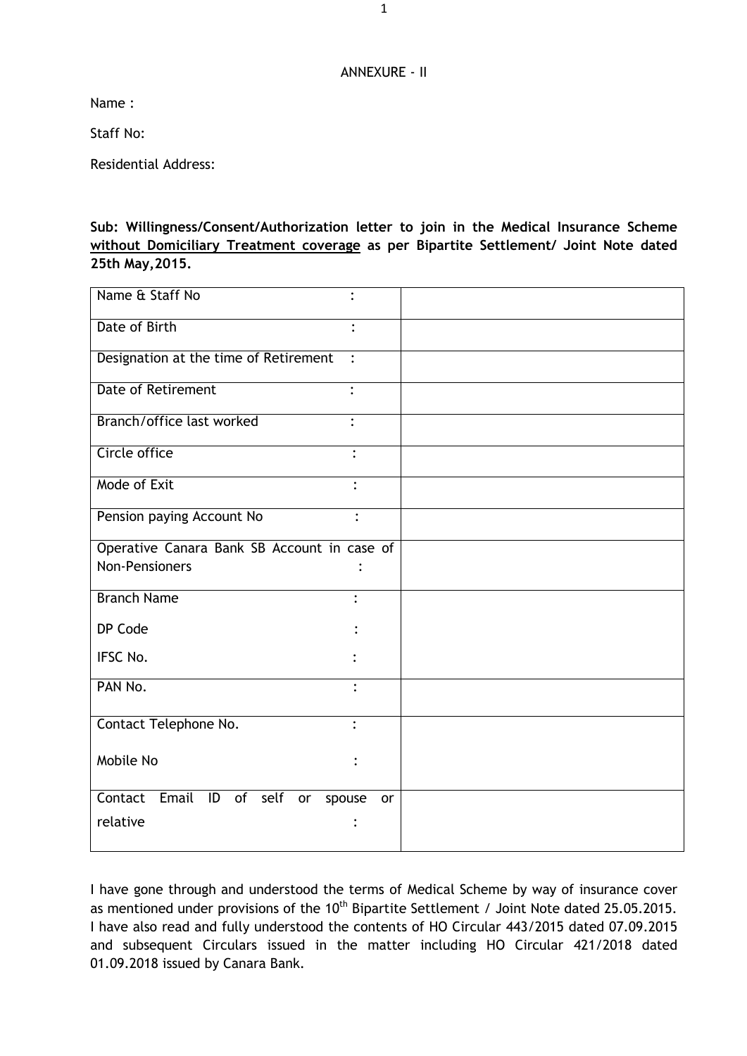ANNEXURE - II

Name :

Staff No:

Residential Address:

**Sub: Willingness/Consent/Authorization letter to join in the Medical Insurance Scheme <u>without Domiciliary Treatment coverage</u> as per Bipartite Settlement/ Joint Note dated 25th May,2015.**

| | |
|---|---|
| Name & Staff No : | |
| Date of Birth : | |
| Designation at the time of Retirement : | |
| Date of Retirement : | |
| Branch/office last worked : | |
| Circle office : | |
| Mode of Exit : | |
| Pension paying Account No : | |
| Operative Canara Bank SB Account in case of Non-Pensioners : | |
| Branch Name :<br>DP Code :<br>IFSC No. : | |
| PAN No. : | |
| Contact Telephone No. :<br>Mobile No : | |
| Contact Email ID of self or spouse or relative : | |

I have gone through and understood the terms of Medical Scheme by way of insurance cover as mentioned under provisions of the 10th Bipartite Settlement / Joint Note dated 25.05.2015. I have also read and fully understood the contents of HO Circular 443/2015 dated 07.09.2015 and subsequent Circulars issued in the matter including HO Circular 421/2018 dated 01.09.2018 issued by Canara Bank.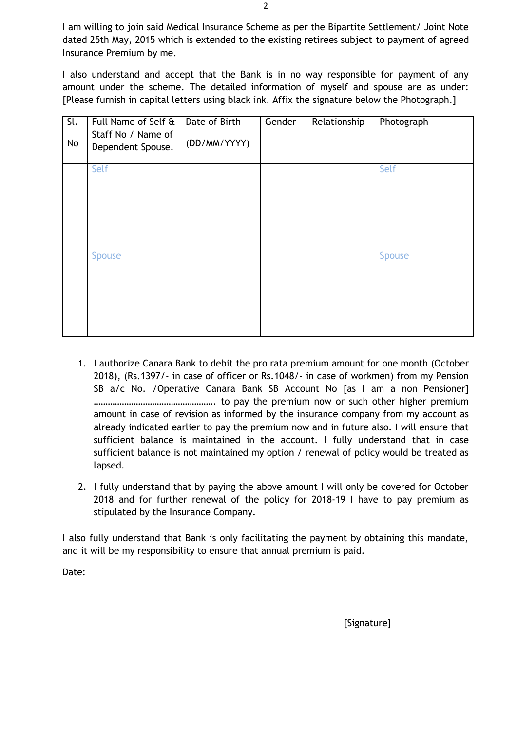I am willing to join said Medical Insurance Scheme as per the Bipartite Settlement/ Joint Note dated 25th May, 2015 which is extended to the existing retirees subject to payment of agreed Insurance Premium by me.

I also understand and accept that the Bank is in no way responsible for payment of any amount under the scheme. The detailed information of myself and spouse are as under: [Please furnish in capital letters using black ink. Affix the signature below the Photograph.]

| Sl. No | Full Name of Self & Staff No / Name of Dependent Spouse. | Date of Birth (DD/MM/YYYY) | Gender | Relationship | Photograph |
|---|---|---|---|---|---|
| | Self | | | | Self |
| | Spouse | | | | Spouse |

1. I authorize Canara Bank to debit the pro rata premium amount for one month (October 2018), (Rs.1397/- in case of officer or Rs.1048/- in case of workmen) from my Pension SB a/c No. /Operative Canara Bank SB Account No [as I am a non Pensioner] ……………………………………………. to pay the premium now or such other higher premium amount in case of revision as informed by the insurance company from my account as already indicated earlier to pay the premium now and in future also. I will ensure that sufficient balance is maintained in the account. I fully understand that in case sufficient balance is not maintained my option / renewal of policy would be treated as lapsed.

2. I fully understand that by paying the above amount I will only be covered for October 2018 and for further renewal of the policy for 2018-19 I have to pay premium as stipulated by the Insurance Company.

I also fully understand that Bank is only facilitating the payment by obtaining this mandate, and it will be my responsibility to ensure that annual premium is paid.

Date:

[Signature]